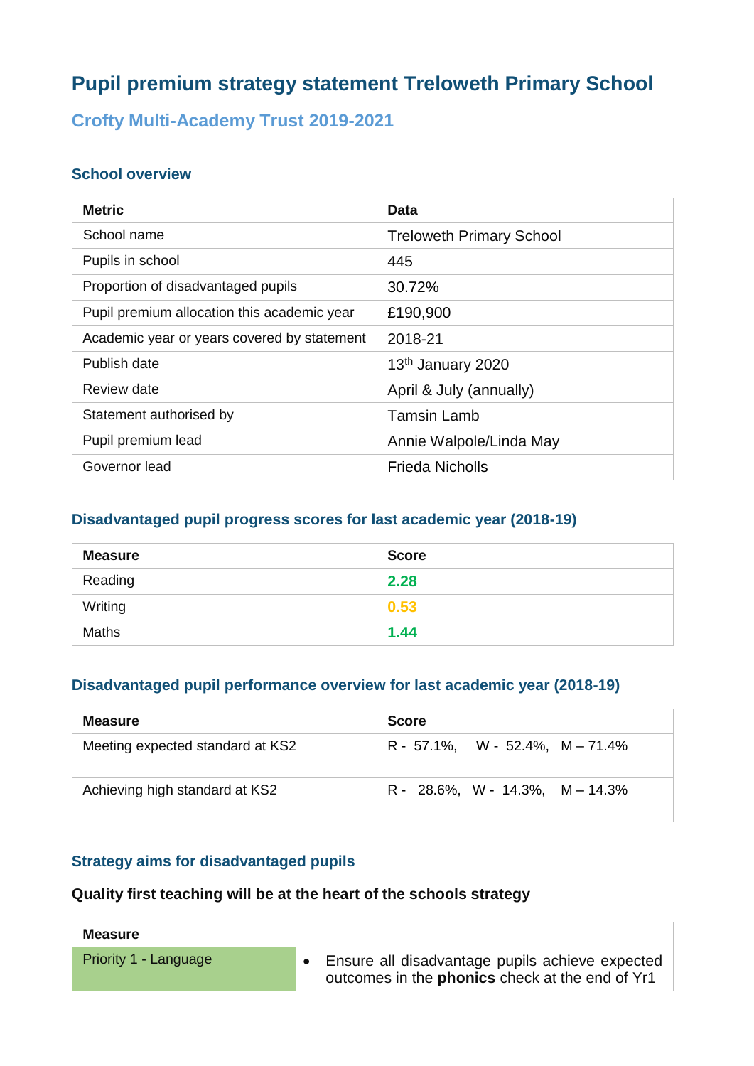# Pupil premium strategy statement Treloweth Primary School

## Crofty Multi-Academy Trust 2019-2021

### School overview

| Metric | Data |
|---|---|
| School name | Treloweth Primary School |
| Pupils in school | 445 |
| Proportion of disadvantaged pupils | 30.72% |
| Pupil premium allocation this academic year | £190,900 |
| Academic year or years covered by statement | 2018-21 |
| Publish date | 13th January 2020 |
| Review date | April & July (annually) |
| Statement authorised by | Tamsin Lamb |
| Pupil premium lead | Annie Walpole/Linda May |
| Governor lead | Frieda Nicholls |

### Disadvantaged pupil progress scores for last academic year (2018-19)

| Measure | Score |
|---|---|
| Reading | 2.28 |
| Writing | 0.53 |
| Maths | 1.44 |

### Disadvantaged pupil performance overview for last academic year (2018-19)

| Measure | Score |
|---|---|
| Meeting expected standard at KS2 | R - 57.1%, W - 52.4%, M – 71.4% |
| Achieving high standard at KS2 | R - 28.6%, W - 14.3%, M – 14.3% |

### Strategy aims for disadvantaged pupils

**Quality first teaching will be at the heart of the schools strategy**

| Measure | |
|---|---|
| Priority 1 - Language | • Ensure all disadvantage pupils achieve expected outcomes in the **phonics** check at the end of Yr1 |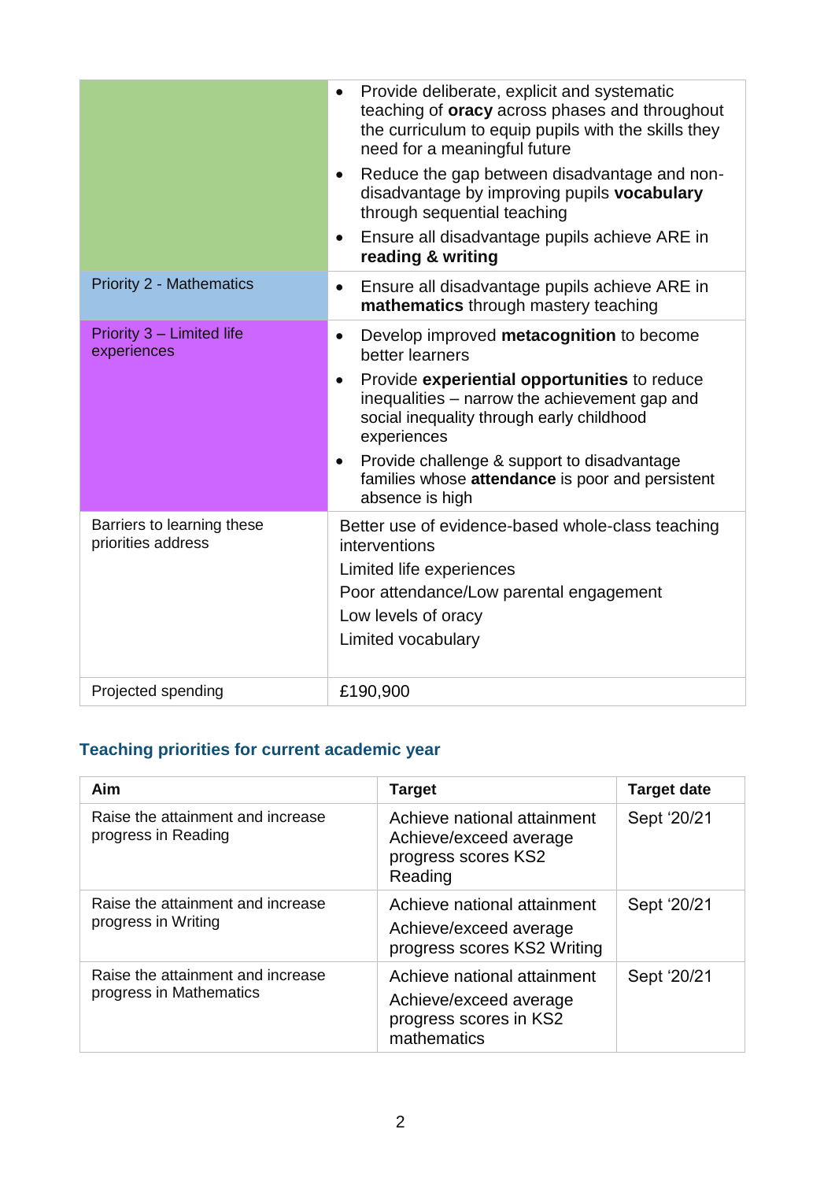| | |
|---|---|
| | • Provide deliberate, explicit and systematic teaching of **oracy** across phases and throughout the curriculum to equip pupils with the skills they need for a meaningful future<br>• Reduce the gap between disadvantage and non-disadvantage by improving pupils **vocabulary** through sequential teaching<br>• Ensure all disadvantage pupils achieve ARE in **reading & writing** |
| Priority 2 - Mathematics | • Ensure all disadvantage pupils achieve ARE in **mathematics** through mastery teaching |
| Priority 3 – Limited life experiences | • Develop improved **metacognition** to become better learners<br>• Provide **experiential opportunities** to reduce inequalities – narrow the achievement gap and social inequality through early childhood experiences<br>• Provide challenge & support to disadvantage families whose **attendance** is poor and persistent absence is high |
| Barriers to learning these priorities address | Better use of evidence-based whole-class teaching interventions<br>Limited life experiences<br>Poor attendance/Low parental engagement<br>Low levels of oracy<br>Limited vocabulary |
| Projected spending | £190,900 |

## Teaching priorities for current academic year

| Aim | Target | Target date |
|---|---|---|
| Raise the attainment and increase progress in Reading | Achieve national attainment Achieve/exceed average progress scores KS2 Reading | Sept '20/21 |
| Raise the attainment and increase progress in Writing | Achieve national attainment<br>Achieve/exceed average progress scores KS2 Writing | Sept '20/21 |
| Raise the attainment and increase progress in Mathematics | Achieve national attainment<br>Achieve/exceed average progress scores in KS2 mathematics | Sept '20/21 |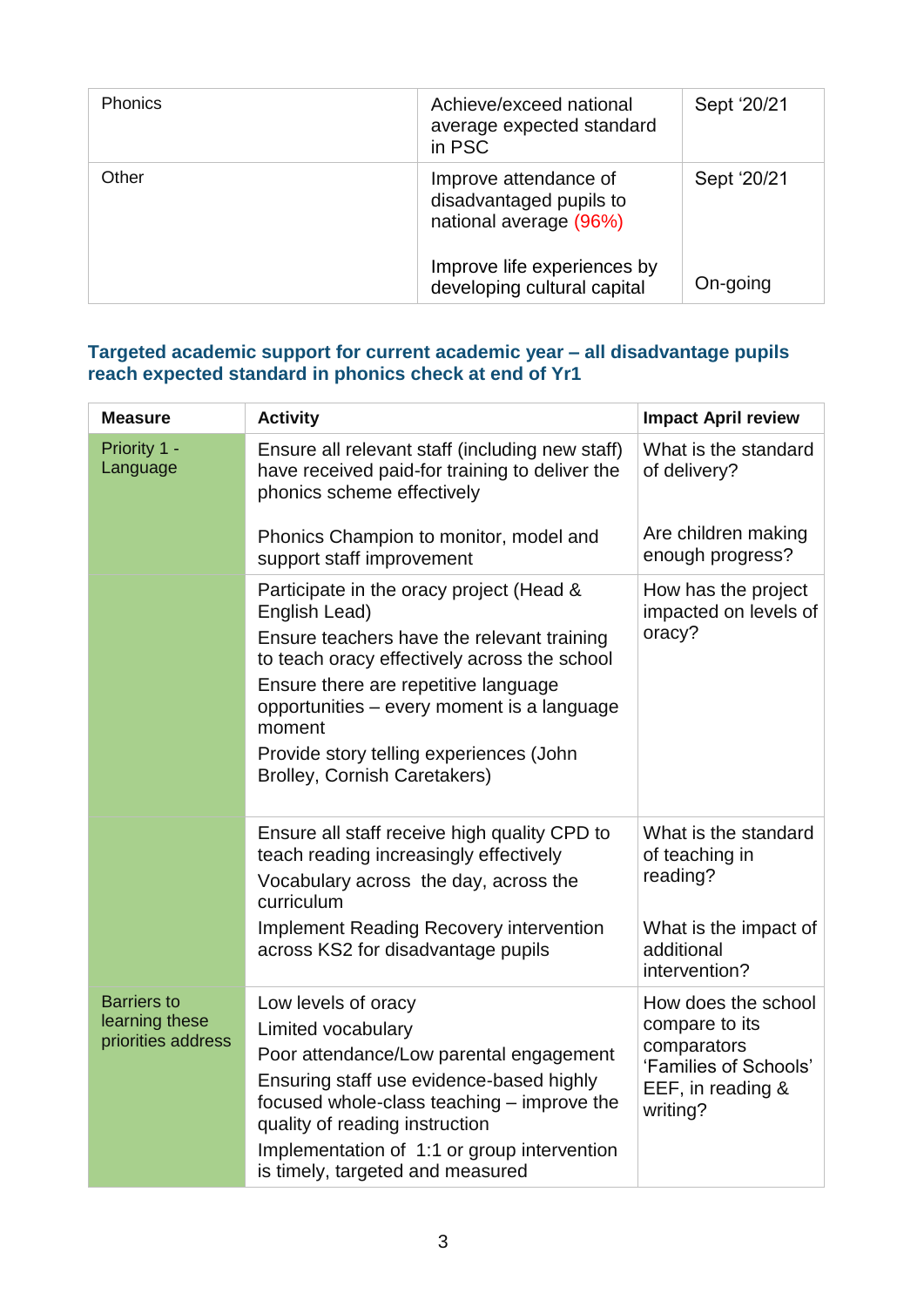| | | |
|---|---|---|
| Phonics | Achieve/exceed national average expected standard in PSC | Sept '20/21 |
| Other | Improve attendance of disadvantaged pupils to national average (96%)<br><br>Improve life experiences by developing cultural capital | Sept '20/21<br><br>On-going |

### Targeted academic support for current academic year – all disadvantage pupils reach expected standard in phonics check at end of Yr1

| Measure | Activity | Impact April review |
|---|---|---|
| Priority 1 - Language | Ensure all relevant staff (including new staff) have received paid-for training to deliver the phonics scheme effectively<br><br>Phonics Champion to monitor, model and support staff improvement | What is the standard of delivery?<br><br>Are children making enough progress? |
| | Participate in the oracy project (Head & English Lead)<br>Ensure teachers have the relevant training to teach oracy effectively across the school<br>Ensure there are repetitive language opportunities – every moment is a language moment<br>Provide story telling experiences (John Brolley, Cornish Caretakers) | How has the project impacted on levels of oracy? |
| | Ensure all staff receive high quality CPD to teach reading increasingly effectively<br>Vocabulary across the day, across the curriculum<br>Implement Reading Recovery intervention across KS2 for disadvantage pupils | What is the standard of teaching in reading?<br><br>What is the impact of additional intervention? |
| Barriers to learning these priorities address | Low levels of oracy<br>Limited vocabulary<br>Poor attendance/Low parental engagement<br>Ensuring staff use evidence-based highly focused whole-class teaching – improve the quality of reading instruction<br>Implementation of 1:1 or group intervention is timely, targeted and measured | How does the school compare to its comparators 'Families of Schools' EEF, in reading & writing? |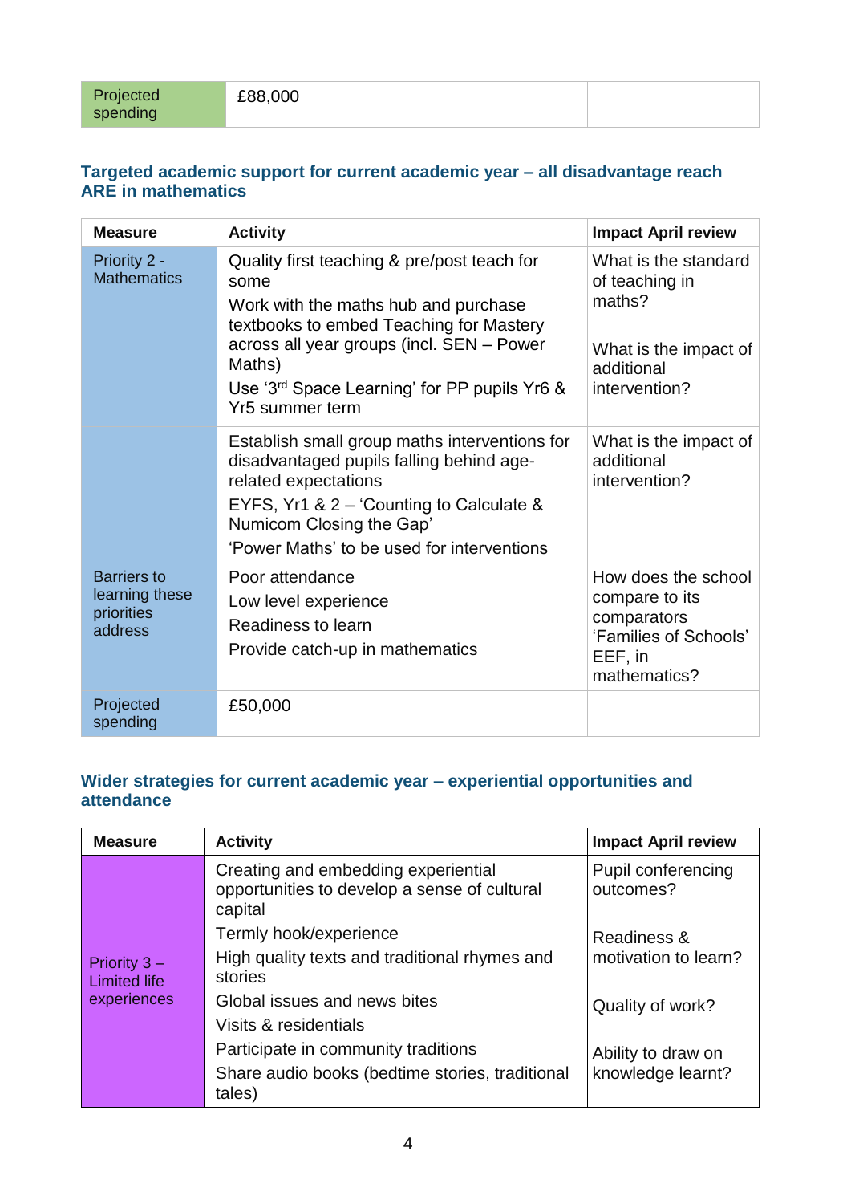| | | |
|---|---|---|
| Projected spending | £88,000 | |

### Targeted academic support for current academic year – all disadvantage reach ARE in mathematics

| Measure | Activity | Impact April review |
|---|---|---|
| Priority 2 - Mathematics | Quality first teaching & pre/post teach for some<br>Work with the maths hub and purchase textbooks to embed Teaching for Mastery across all year groups (incl. SEN – Power Maths)<br>Use '3rd Space Learning' for PP pupils Yr6 & Yr5 summer term | What is the standard of teaching in maths?<br><br>What is the impact of additional intervention? |
| | Establish small group maths interventions for disadvantaged pupils falling behind age-related expectations<br>EYFS, Yr1 & 2 – 'Counting to Calculate & Numicom Closing the Gap'<br>'Power Maths' to be used for interventions | What is the impact of additional intervention? |
| Barriers to learning these priorities address | Poor attendance<br>Low level experience<br>Readiness to learn<br>Provide catch-up in mathematics | How does the school compare to its comparators 'Families of Schools' EEF, in mathematics? |
| Projected spending | £50,000 | |

### Wider strategies for current academic year – experiential opportunities and attendance

| Measure | Activity | Impact April review |
|---|---|---|
| Priority 3 – Limited life experiences | Creating and embedding experiential opportunities to develop a sense of cultural capital<br>Termly hook/experience<br>High quality texts and traditional rhymes and stories<br>Global issues and news bites<br>Visits & residentials<br>Participate in community traditions<br>Share audio books (bedtime stories, traditional tales) | Pupil conferencing outcomes?<br><br>Readiness & motivation to learn?<br><br>Quality of work?<br><br>Ability to draw on knowledge learnt? |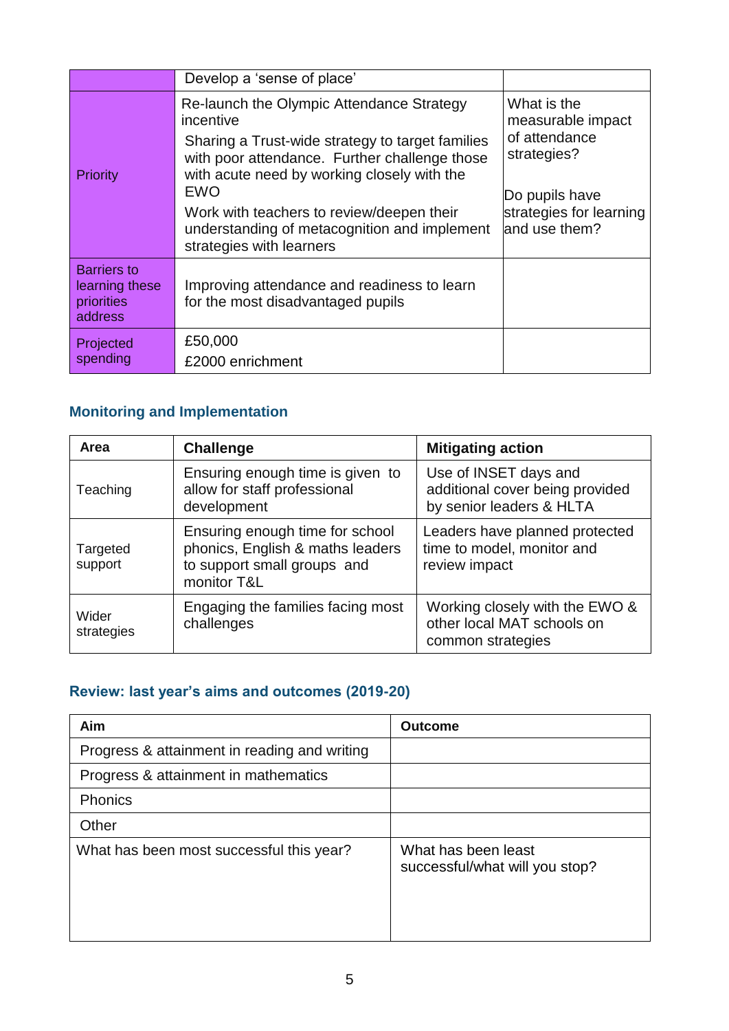| | | |
|---|---|---|
| | Develop a 'sense of place' | |
| Priority | Re-launch the Olympic Attendance Strategy incentive<br>Sharing a Trust-wide strategy to target families with poor attendance. Further challenge those with acute need by working closely with the EWO<br>Work with teachers to review/deepen their understanding of metacognition and implement strategies with learners | What is the measurable impact of attendance strategies?<br><br>Do pupils have strategies for learning and use them? |
| Barriers to learning these priorities address | Improving attendance and readiness to learn for the most disadvantaged pupils | |
| Projected spending | £50,000<br>£2000 enrichment | |

## Monitoring and Implementation

| Area | Challenge | Mitigating action |
|---|---|---|
| Teaching | Ensuring enough time is given to allow for staff professional development | Use of INSET days and additional cover being provided by senior leaders & HLTA |
| Targeted support | Ensuring enough time for school phonics, English & maths leaders to support small groups and monitor T&L | Leaders have planned protected time to model, monitor and review impact |
| Wider strategies | Engaging the families facing most challenges | Working closely with the EWO & other local MAT schools on common strategies |

## Review: last year's aims and outcomes (2019-20)

| Aim | Outcome |
|---|---|
| Progress & attainment in reading and writing | |
| Progress & attainment in mathematics | |
| Phonics | |
| Other | |
| What has been most successful this year? | What has been least successful/what will you stop? |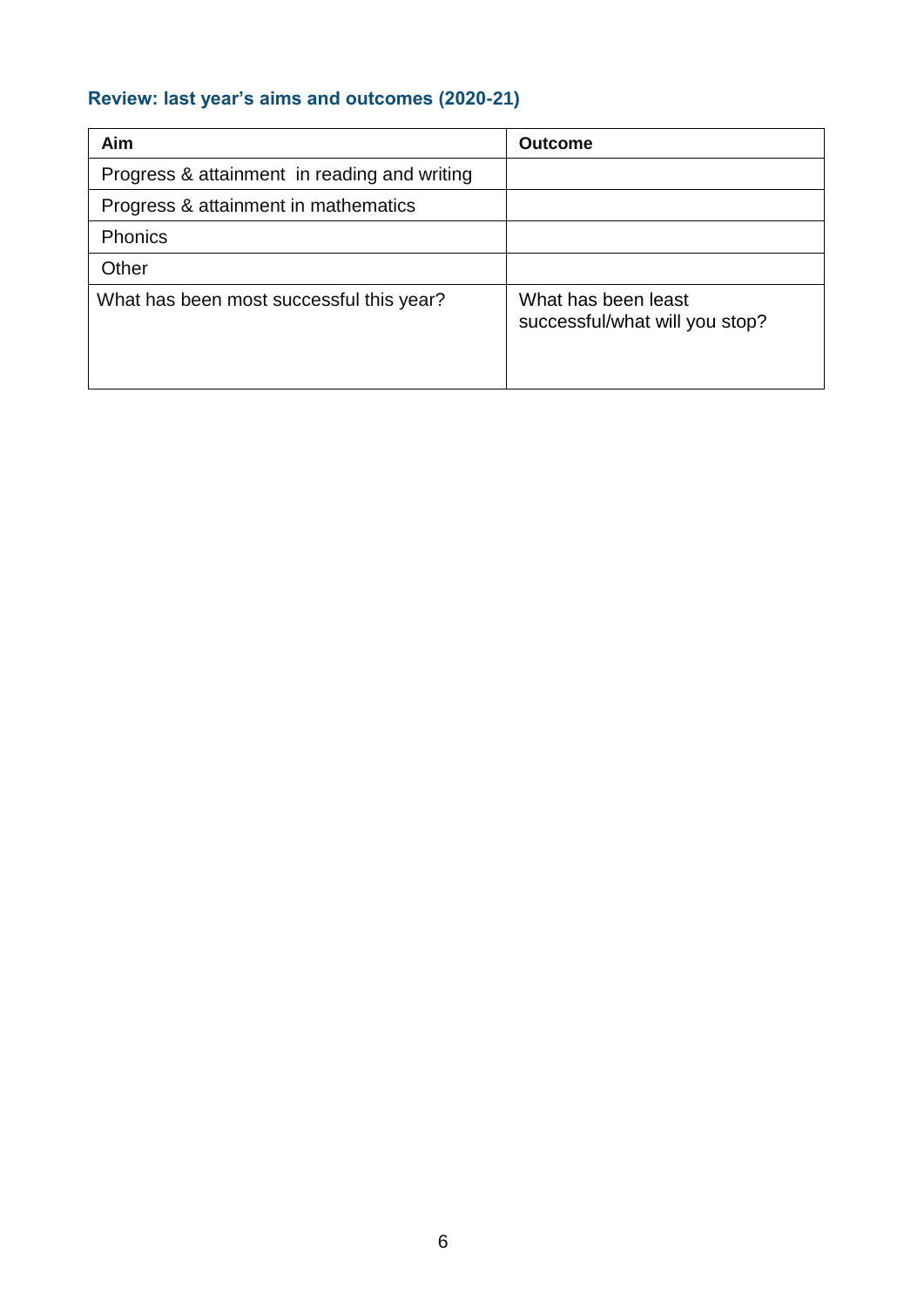## Review: last year's aims and outcomes (2020-21)

| Aim | Outcome |
| --- | --- |
| Progress & attainment in reading and writing | |
| Progress & attainment in mathematics | |
| Phonics | |
| Other | |
| What has been most successful this year? | What has been least successful/what will you stop? |